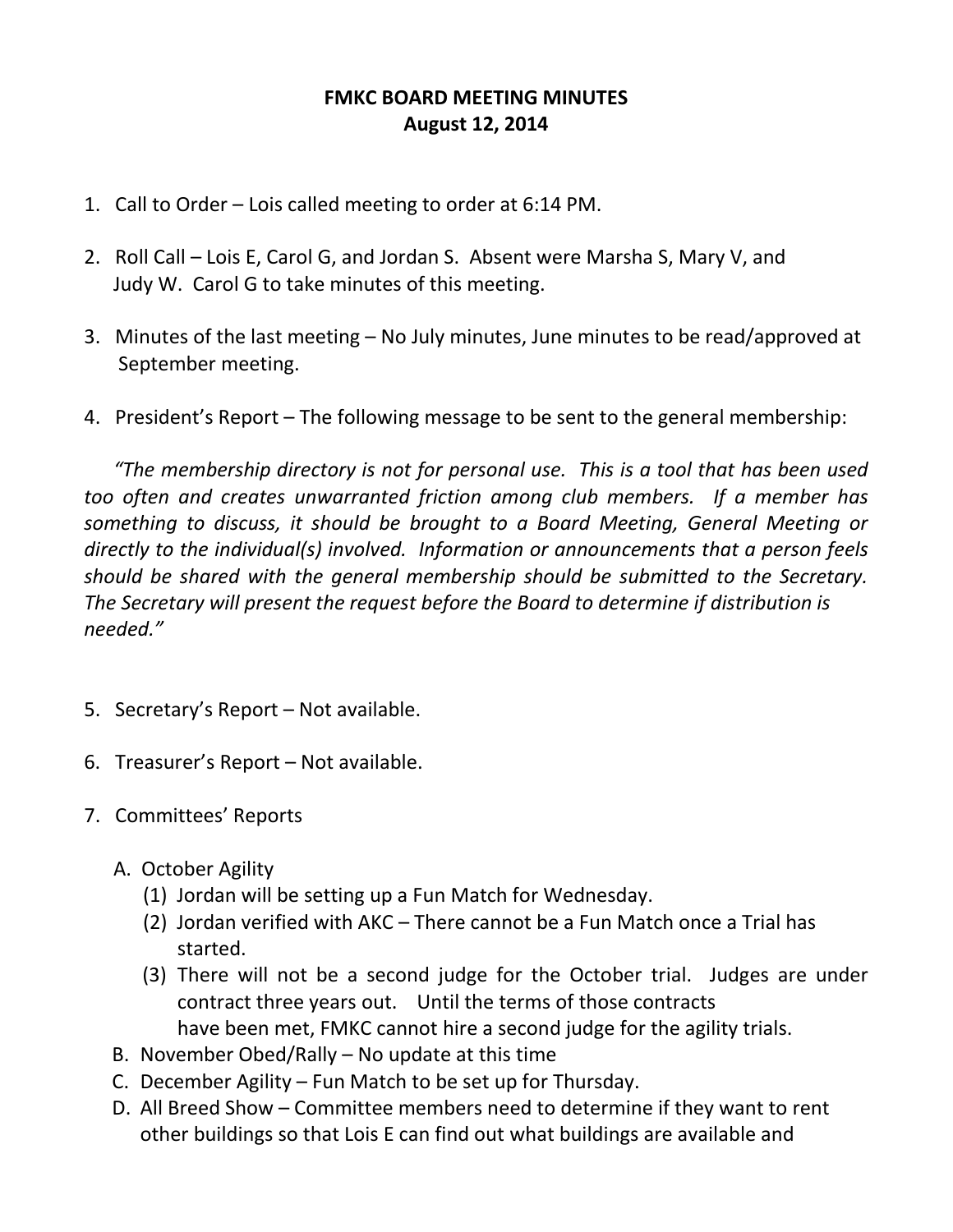# FMKC BOARD MEETING MINUTES
## August 12, 2014

1. Call to Order – Lois called meeting to order at 6:14 PM.

2. Roll Call – Lois E, Carol G, and Jordan S. Absent were Marsha S, Mary V, and Judy W. Carol G to take minutes of this meeting.

3. Minutes of the last meeting – No July minutes, June minutes to be read/approved at September meeting.

4. President's Report – The following message to be sent to the general membership:

   *"The membership directory is not for personal use. This is a tool that has been used too often and creates unwarranted friction among club members. If a member has something to discuss, it should be brought to a Board Meeting, General Meeting or directly to the individual(s) involved. Information or announcements that a person feels should be shared with the general membership should be submitted to the Secretary. The Secretary will present the request before the Board to determine if distribution is needed."*

5. Secretary's Report – Not available.

6. Treasurer's Report – Not available.

7. Committees' Reports

   A. October Agility
      (1) Jordan will be setting up a Fun Match for Wednesday.
      (2) Jordan verified with AKC – There cannot be a Fun Match once a Trial has started.
      (3) There will not be a second judge for the October trial. Judges are under contract three years out. Until the terms of those contracts have been met, FMKC cannot hire a second judge for the agility trials.

   B. November Obed/Rally – No update at this time

   C. December Agility – Fun Match to be set up for Thursday.

   D. All Breed Show – Committee members need to determine if they want to rent other buildings so that Lois E can find out what buildings are available and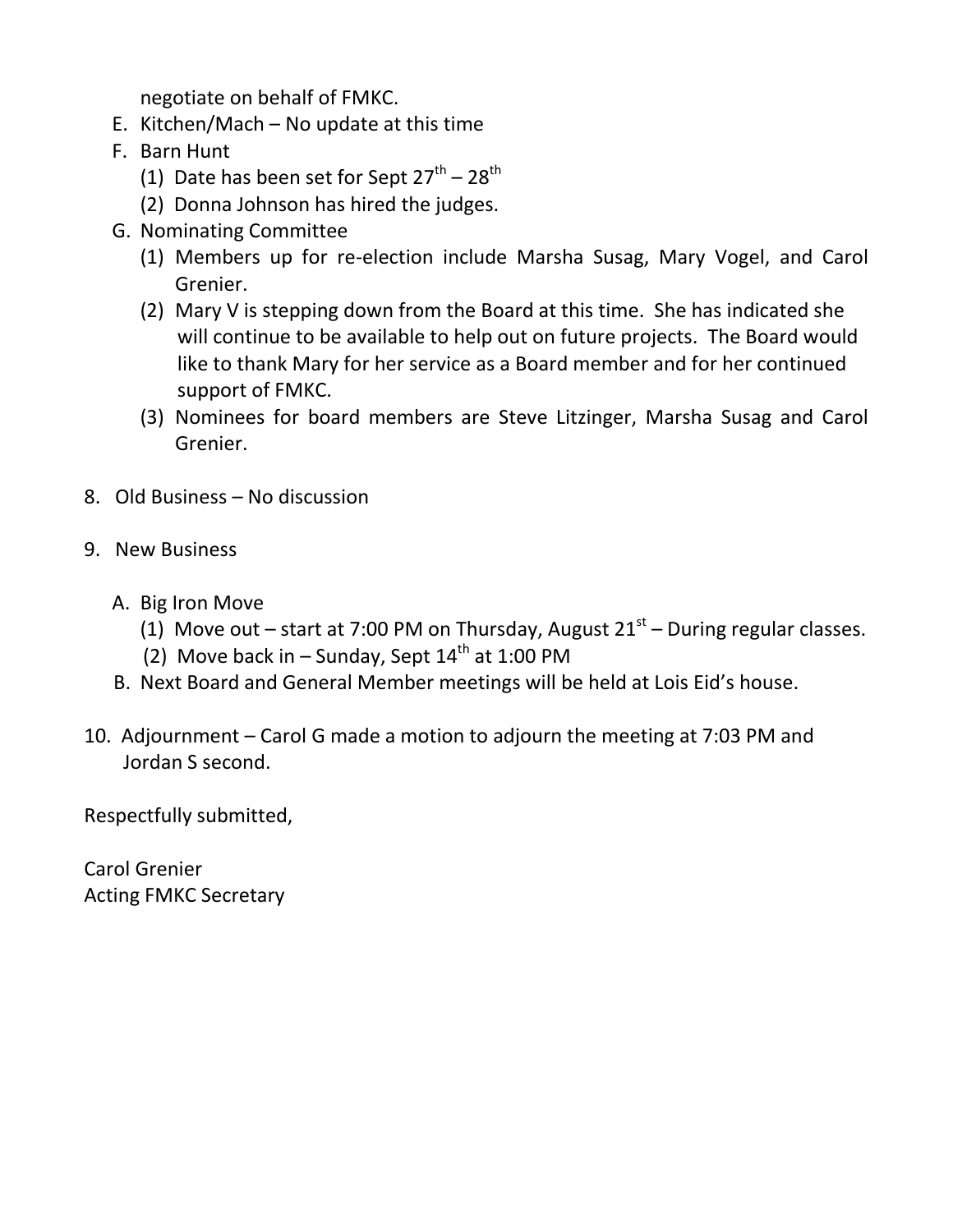negotiate on behalf of FMKC.

E. Kitchen/Mach – No update at this time

F. Barn Hunt
   (1) Date has been set for Sept 27th – 28th
   (2) Donna Johnson has hired the judges.

G. Nominating Committee
   (1) Members up for re-election include Marsha Susag, Mary Vogel, and Carol Grenier.
   (2) Mary V is stepping down from the Board at this time. She has indicated she will continue to be available to help out on future projects. The Board would like to thank Mary for her service as a Board member and for her continued support of FMKC.
   (3) Nominees for board members are Steve Litzinger, Marsha Susag and Carol Grenier.

8. Old Business – No discussion

9. New Business

   A. Big Iron Move
      (1) Move out – start at 7:00 PM on Thursday, August 21st – During regular classes.
      (2) Move back in – Sunday, Sept 14th at 1:00 PM

   B. Next Board and General Member meetings will be held at Lois Eid's house.

10. Adjournment – Carol G made a motion to adjourn the meeting at 7:03 PM and Jordan S second.

Respectfully submitted,

Carol Grenier
Acting FMKC Secretary